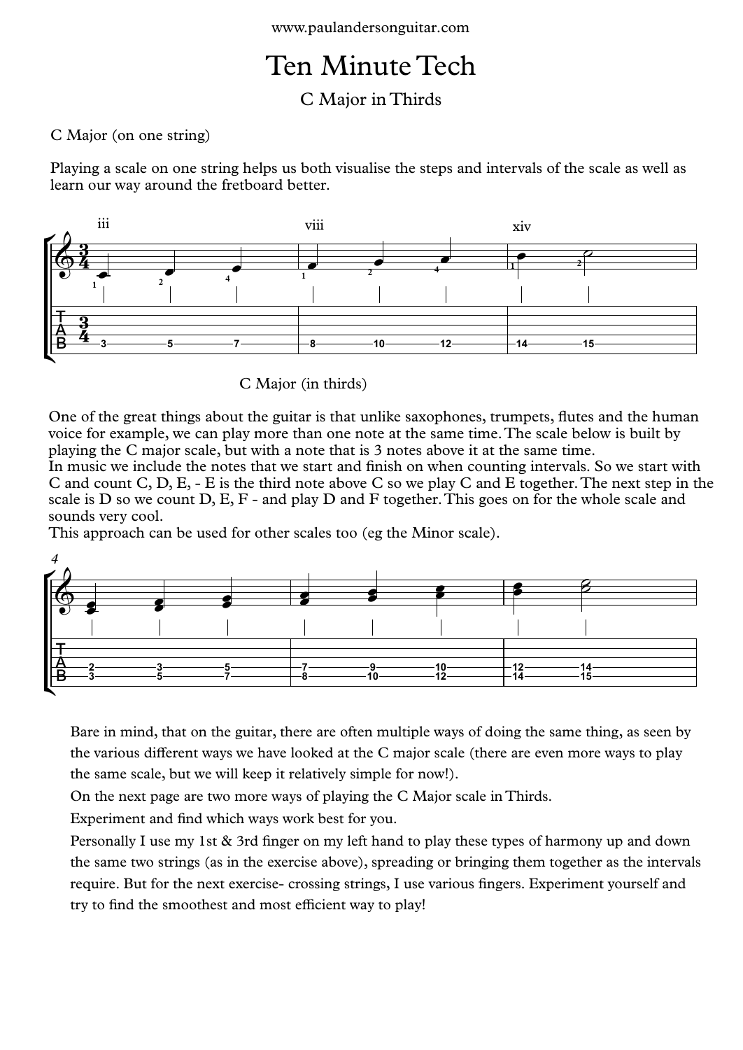# Ten Minute Tech

## C Major in Thirds

### C Major (on one string)

Playing a scale on one string helps us both visualise the steps and intervals of the scale as well as learn our way around the fretboard better.

iii

viii

xiv

### C Major (in thirds)

One of the great things about the guitar is that unlike saxophones, trumpets, flutes and the human voice for example, we can play more than one note at the same time. The scale below is built by playing the C major scale, but with a note that is 3 notes above it at the same time.
In music we include the notes that we start and finish on when counting intervals. So we start with C and count C, D, E, - E is the third note above C so we play C and E together. The next step in the scale is D so we count D, E, F - and play D and F together. This goes on for the whole scale and sounds very cool.
This approach can be used for other scales too (eg the Minor scale).

Bare in mind, that on the guitar, there are often multiple ways of doing the same thing, as seen by the various different ways we have looked at the C major scale (there are even more ways to play the same scale, but we will keep it relatively simple for now!).

On the next page are two more ways of playing the C Major scale in Thirds.

Experiment and find which ways work best for you.

Personally I use my 1st & 3rd finger on my left hand to play these types of harmony up and down the same two strings (as in the exercise above), spreading or bringing them together as the intervals require. But for the next exercise- crossing strings, I use various fingers. Experiment yourself and try to find the smoothest and most efficient way to play!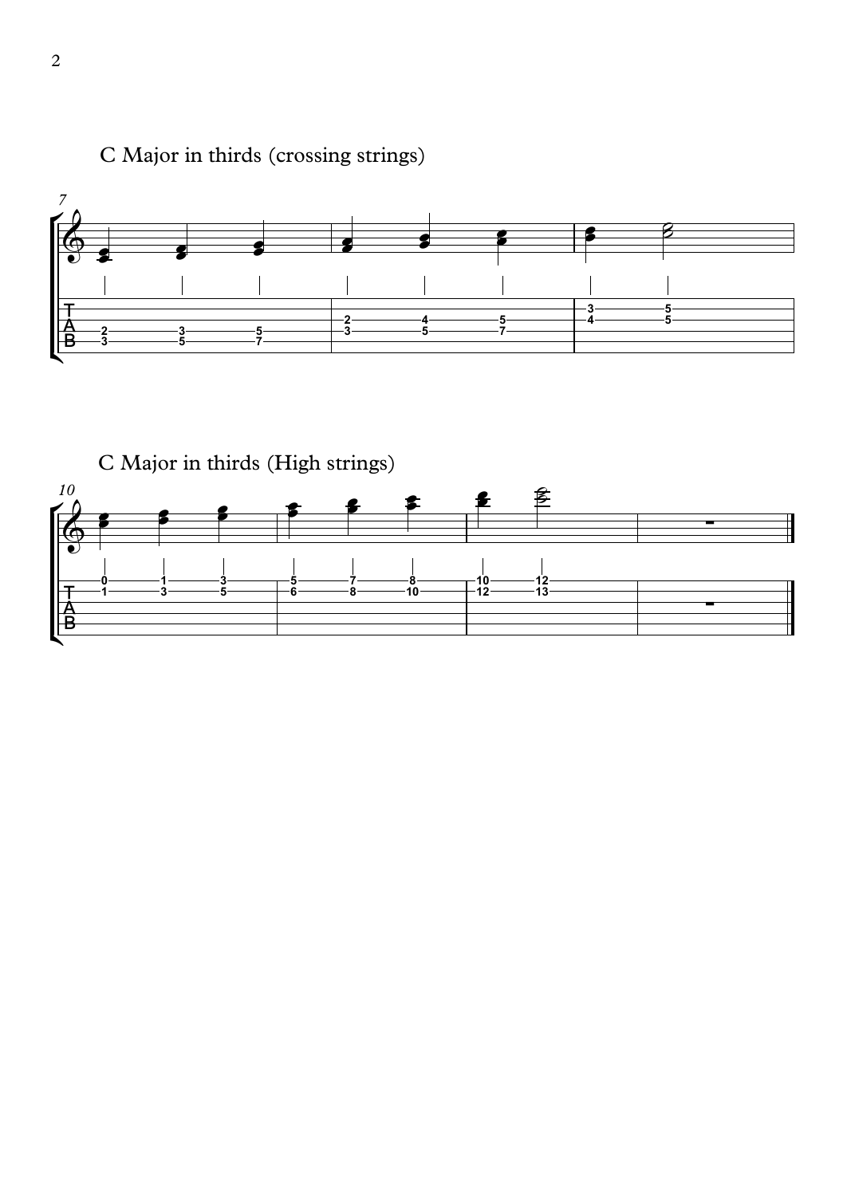C Major in thirds (crossing strings)

C Major in thirds (High strings)